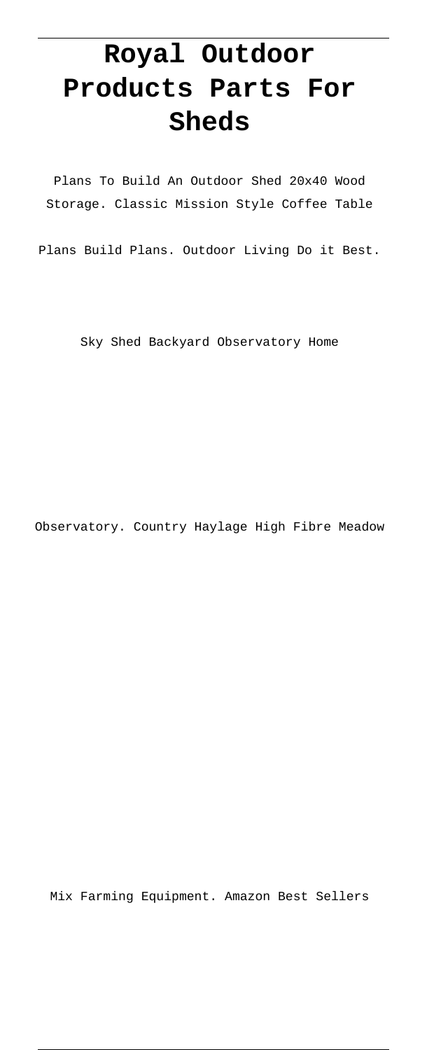# Royal Outdoor Products Parts For Sheds

Plans To Build An Outdoor Shed 20x40 Wood Storage. Classic Mission Style Coffee Table Plans Build Plans. Outdoor Living Do it Best.

Sky Shed Backyard Observatory Home

Observatory. Country Haylage High Fibre Meadow

Mix Farming Equipment. Amazon Best Sellers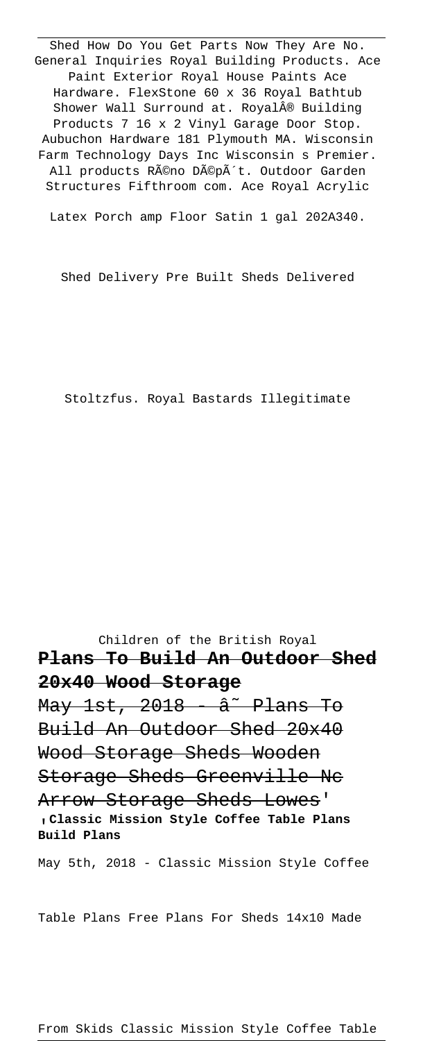Shed How Do You Get Parts Now They Are No. General Inquiries Royal Building Products. Ace Paint Exterior Royal House Paints Ace Hardware. FlexStone 60 x 36 Royal Bathtub Shower Wall Surround at. RoyalÂ® Building Products 7 16 x 2 Vinyl Garage Door Stop. Aubuchon Hardware 181 Plymouth MA. Wisconsin Farm Technology Days Inc Wisconsin s Premier. All products RÃ©no DÃ©pÃ´t. Outdoor Garden Structures Fifthroom com. Ace Royal Acrylic Latex Porch amp Floor Satin 1 gal 202A340.

Shed Delivery Pre Built Sheds Delivered

Stoltzfus. Royal Bastards Illegitimate

Children of the British Royal

**Plans To Build An Outdoor Shed 20x40 Wood Storage**

May 1st, 2018 - â˜ Plans To Build An Outdoor Shed 20x40 Wood Storage Sheds Wooden Storage Sheds Greenville Nc Arrow Storage Sheds Lowes'

'**Classic Mission Style Coffee Table Plans Build Plans**

May 5th, 2018 - Classic Mission Style Coffee Table Plans Free Plans For Sheds 14x10 Made From Skids Classic Mission Style Coffee Table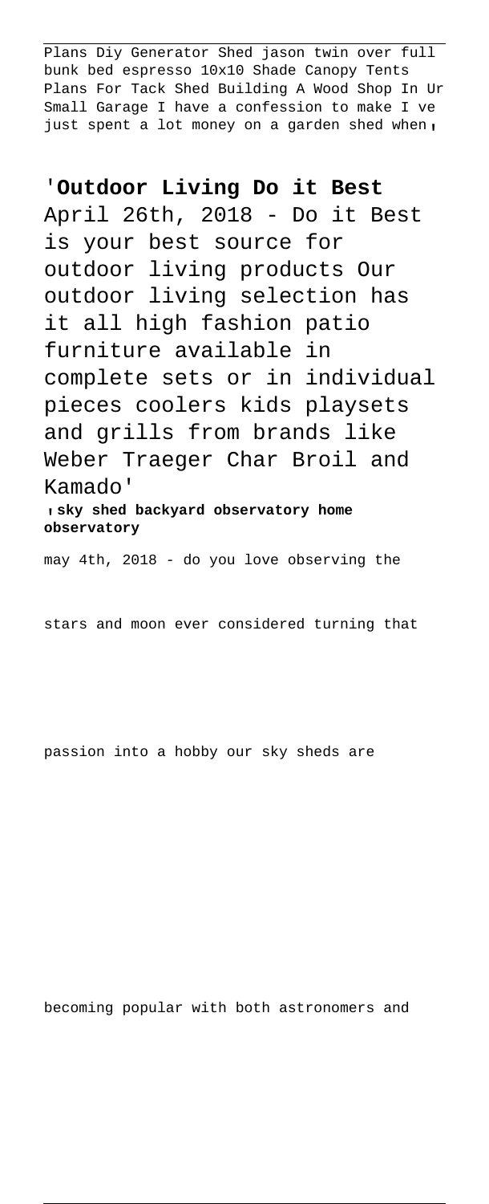Plans Diy Generator Shed jason twin over full bunk bed espresso 10x10 Shade Canopy Tents Plans For Tack Shed Building A Wood Shop In Ur Small Garage I have a confession to make I ve just spent a lot money on a garden shed when,

'**Outdoor Living Do it Best**

April 26th, 2018 - Do it Best is your best source for outdoor living products Our outdoor living selection has it all high fashion patio furniture available in complete sets or in individual pieces coolers kids playsets and grills from brands like Weber Traeger Char Broil and Kamado'

,**sky shed backyard observatory home observatory**

may 4th, 2018 - do you love observing the stars and moon ever considered turning that passion into a hobby our sky sheds are becoming popular with both astronomers and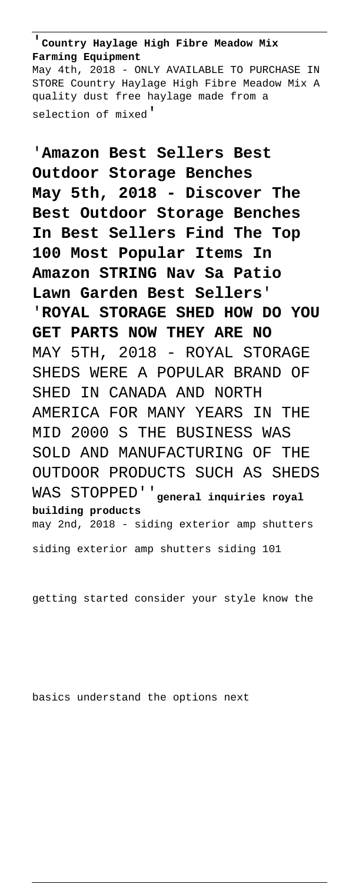'**Country Haylage High Fibre Meadow Mix Farming Equipment**
May 4th, 2018 - ONLY AVAILABLE TO PURCHASE IN STORE Country Haylage High Fibre Meadow Mix A quality dust free haylage made from a selection of mixed'

'**Amazon Best Sellers Best Outdoor Storage Benches**
**May 5th, 2018 - Discover The Best Outdoor Storage Benches In Best Sellers Find The Top 100 Most Popular Items In Amazon STRING Nav Sa Patio Lawn Garden Best Sellers**'

'**ROYAL STORAGE SHED HOW DO YOU GET PARTS NOW THEY ARE NO**
MAY 5TH, 2018 - ROYAL STORAGE SHEDS WERE A POPULAR BRAND OF SHED IN CANADA AND NORTH AMERICA FOR MANY YEARS IN THE MID 2000 S THE BUSINESS WAS SOLD AND MANUFACTURING OF THE OUTDOOR PRODUCTS SUCH AS SHEDS WAS STOPPED''

**general inquiries royal building products**
may 2nd, 2018 - siding exterior amp shutters siding exterior amp shutters siding 101

getting started consider your style know the

basics understand the options next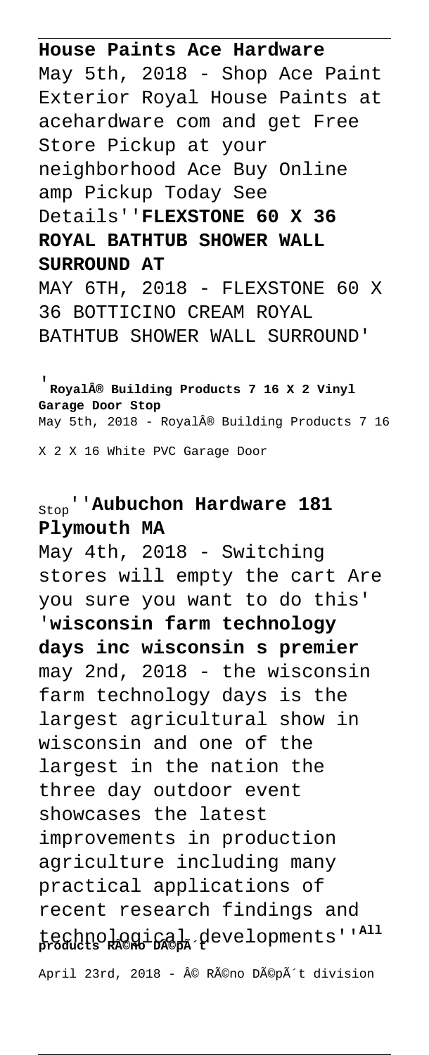**House Paints Ace Hardware**
May 5th, 2018 - Shop Ace Paint Exterior Royal House Paints at acehardware com and get Free Store Pickup at your neighborhood Ace Buy Online amp Pickup Today See Details''**FLEXSTONE 60 X 36 ROYAL BATHTUB SHOWER WALL SURROUND AT**
MAY 6TH, 2018 - FLEXSTONE 60 X 36 BOTTICINO CREAM ROYAL BATHTUB SHOWER WALL SURROUND'

'**Royal® Building Products 7 16 X 2 Vinyl Garage Door Stop**
May 5th, 2018 - Royal® Building Products 7 16 X 2 X 16 White PVC Garage Door Stop''**Aubuchon Hardware 181 Plymouth MA**
May 4th, 2018 - Switching stores will empty the cart Are you sure you want to do this'
'**wisconsin farm technology days inc wisconsin s premier**
may 2nd, 2018 - the wisconsin farm technology days is the largest agricultural show in wisconsin and one of the largest in the nation the three day outdoor event showcases the latest improvements in production agriculture including many practical applications of recent research findings and technological developments''**All products RÃ©no DÃ©pÃ´t**
April 23rd, 2018 - Â© RÃ©no DÃ©pÃ´t division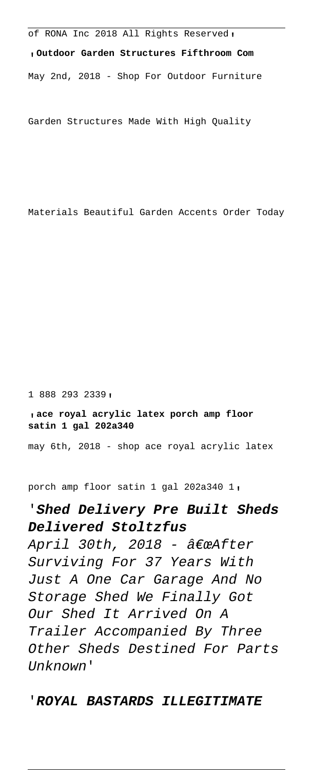of RONA Inc 2018 All Rights Reserved,

,**Outdoor Garden Structures Fifthroom Com**

May 2nd, 2018 - Shop For Outdoor Furniture

Garden Structures Made With High Quality

Materials Beautiful Garden Accents Order Today

1 888 293 2339,

,**ace royal acrylic latex porch amp floor satin 1 gal 202a340**

may 6th, 2018 - shop ace royal acrylic latex

porch amp floor satin 1 gal 202a340 1,

## '**Shed Delivery Pre Built Sheds Delivered Stoltzfus**

*April 30th, 2018 - â€œAfter Surviving For 37 Years With Just A One Car Garage And No Storage Shed We Finally Got Our Shed It Arrived On A Trailer Accompanied By Three Other Sheds Destined For Parts Unknown'*

'**ROYAL BASTARDS ILLEGITIMATE**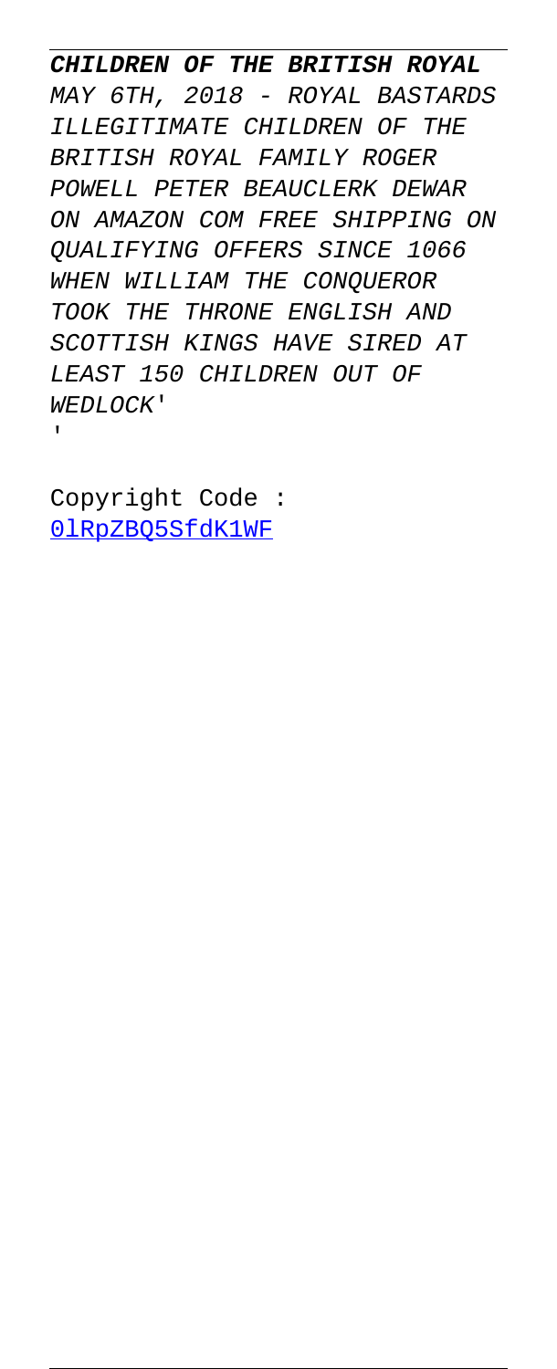**CHILDREN OF THE BRITISH ROYAL**
*MAY 6TH, 2018 - ROYAL BASTARDS ILLEGITIMATE CHILDREN OF THE BRITISH ROYAL FAMILY ROGER POWELL PETER BEAUCLERK DEWAR ON AMAZON COM FREE SHIPPING ON QUALIFYING OFFERS SINCE 1066 WHEN WILLIAM THE CONQUEROR TOOK THE THRONE ENGLISH AND SCOTTISH KINGS HAVE SIRED AT LEAST 150 CHILDREN OUT OF WEDLOCK'*
'

Copyright Code : 0lRpZBQ5SfdK1WF